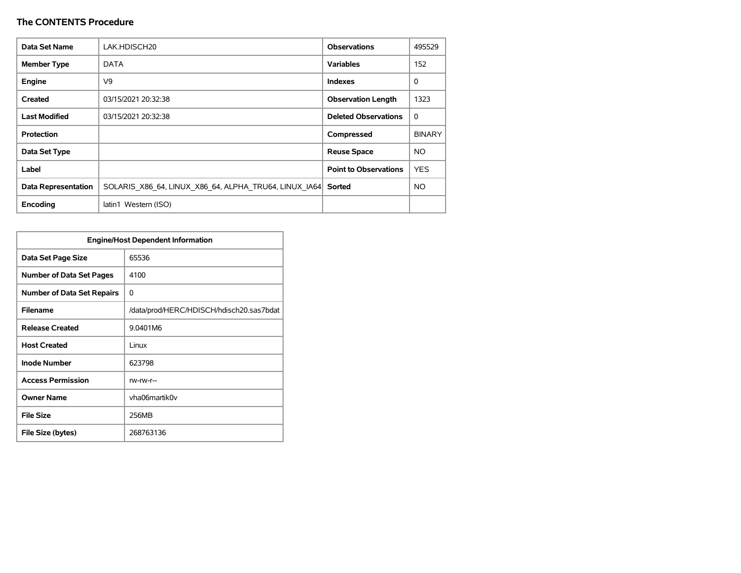# The CONTENTS Procedure

| Data Set Name | LAK.HDISCH20 | Observations | 495529 |
|---|---|---|---|
| Member Type | DATA | Variables | 152 |
| Engine | V9 | Indexes | 0 |
| Created | 03/15/2021 20:32:38 | Observation Length | 1323 |
| Last Modified | 03/15/2021 20:32:38 | Deleted Observations | 0 |
| Protection | | Compressed | BINARY |
| Data Set Type | | Reuse Space | NO |
| Label | | Point to Observations | YES |
| Data Representation | SOLARIS_X86_64, LINUX_X86_64, ALPHA_TRU64, LINUX_IA64 | Sorted | NO |
| Encoding | latin1 Western (ISO) | | |

| Engine/Host Dependent Information | |
|---|---|
| Data Set Page Size | 65536 |
| Number of Data Set Pages | 4100 |
| Number of Data Set Repairs | 0 |
| Filename | /data/prod/HERC/HDISCH/hdisch20.sas7bdat |
| Release Created | 9.0401M6 |
| Host Created | Linux |
| Inode Number | 623798 |
| Access Permission | rw-rw-r-- |
| Owner Name | vha06martik0v |
| File Size | 256MB |
| File Size (bytes) | 268763136 |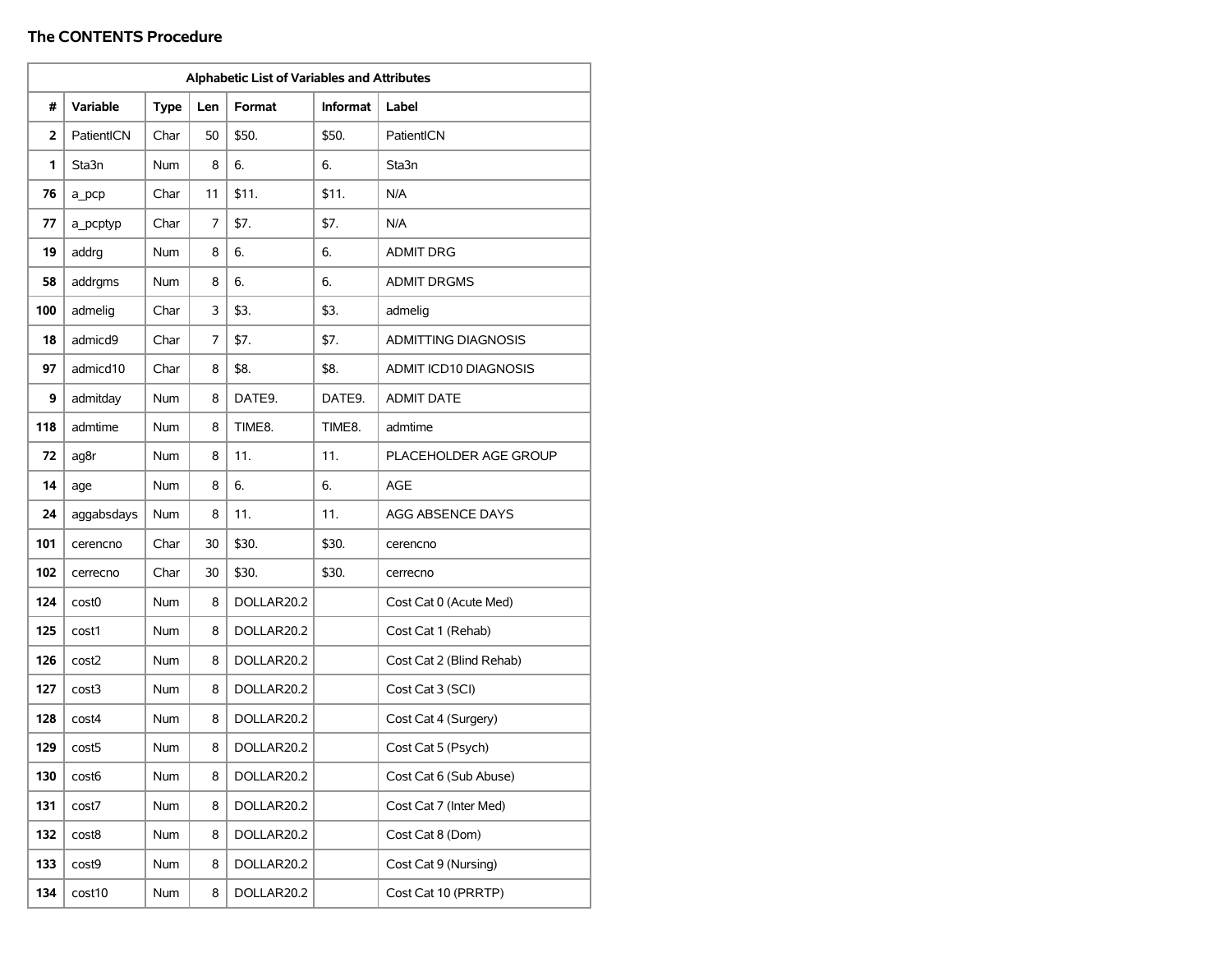## The CONTENTS Procedure

| Alphabetic List of Variables and Attributes | | | | | | |
|---|---|---|---|---|---|---|
| # | Variable | Type | Len | Format | Informat | Label |
| 2 | PatientICN | Char | 50 | $50. | $50. | PatientICN |
| 1 | Sta3n | Num | 8 | 6. | 6. | Sta3n |
| 76 | a_pcp | Char | 11 | $11. | $11. | N/A |
| 77 | a_pcptyp | Char | 7 | $7. | $7. | N/A |
| 19 | addrg | Num | 8 | 6. | 6. | ADMIT DRG |
| 58 | addrgms | Num | 8 | 6. | 6. | ADMIT DRGMS |
| 100 | admelig | Char | 3 | $3. | $3. | admelig |
| 18 | admicd9 | Char | 7 | $7. | $7. | ADMITTING DIAGNOSIS |
| 97 | admicd10 | Char | 8 | $8. | $8. | ADMIT ICD10 DIAGNOSIS |
| 9 | admitday | Num | 8 | DATE9. | DATE9. | ADMIT DATE |
| 118 | admtime | Num | 8 | TIME8. | TIME8. | admtime |
| 72 | ag8r | Num | 8 | 11. | 11. | PLACEHOLDER AGE GROUP |
| 14 | age | Num | 8 | 6. | 6. | AGE |
| 24 | aggabsdays | Num | 8 | 11. | 11. | AGG ABSENCE DAYS |
| 101 | cerencno | Char | 30 | $30. | $30. | cerencno |
| 102 | cerrecno | Char | 30 | $30. | $30. | cerrecno |
| 124 | cost0 | Num | 8 | DOLLAR20.2 | | Cost Cat 0 (Acute Med) |
| 125 | cost1 | Num | 8 | DOLLAR20.2 | | Cost Cat 1 (Rehab) |
| 126 | cost2 | Num | 8 | DOLLAR20.2 | | Cost Cat 2 (Blind Rehab) |
| 127 | cost3 | Num | 8 | DOLLAR20.2 | | Cost Cat 3 (SCI) |
| 128 | cost4 | Num | 8 | DOLLAR20.2 | | Cost Cat 4 (Surgery) |
| 129 | cost5 | Num | 8 | DOLLAR20.2 | | Cost Cat 5 (Psych) |
| 130 | cost6 | Num | 8 | DOLLAR20.2 | | Cost Cat 6 (Sub Abuse) |
| 131 | cost7 | Num | 8 | DOLLAR20.2 | | Cost Cat 7 (Inter Med) |
| 132 | cost8 | Num | 8 | DOLLAR20.2 | | Cost Cat 8 (Dom) |
| 133 | cost9 | Num | 8 | DOLLAR20.2 | | Cost Cat 9 (Nursing) |
| 134 | cost10 | Num | 8 | DOLLAR20.2 | | Cost Cat 10 (PRRTP) |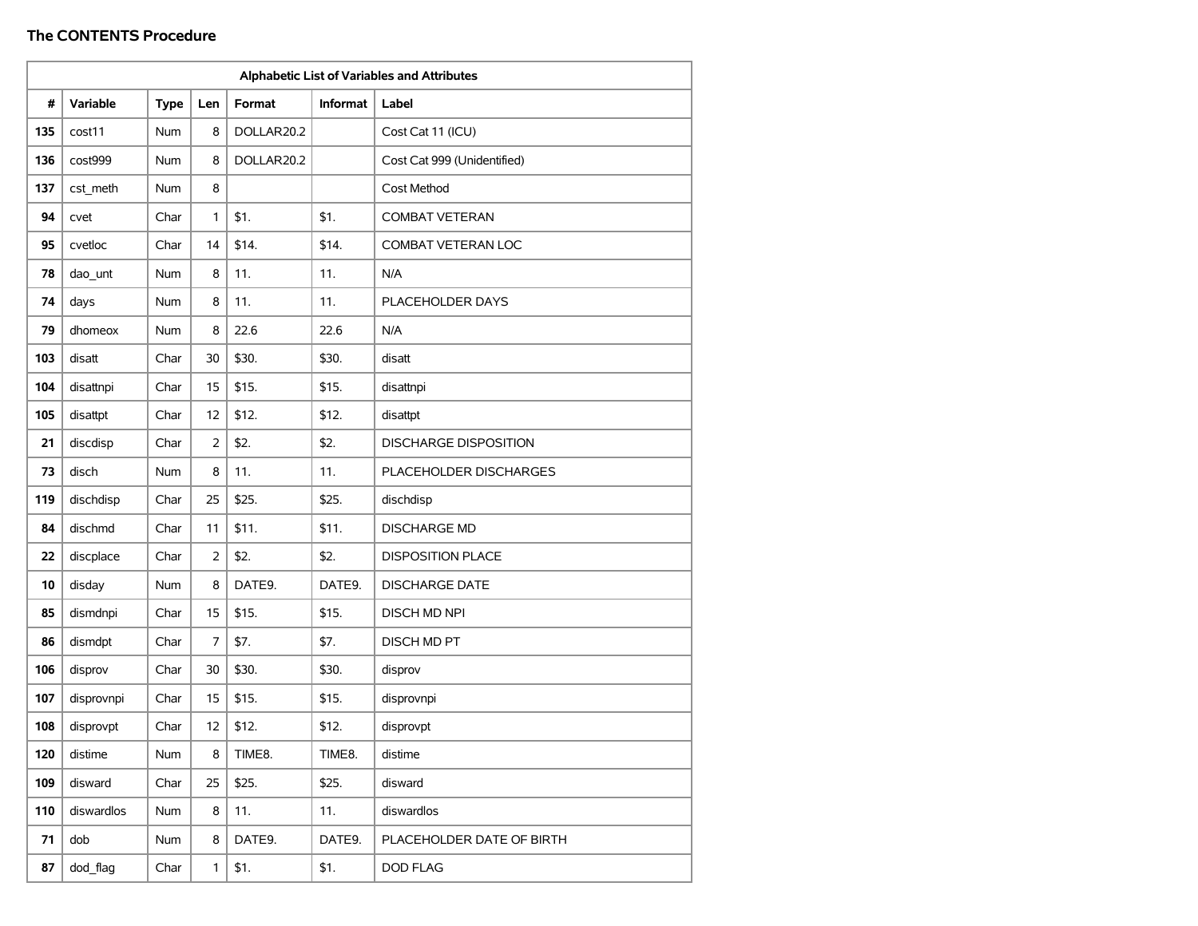### The CONTENTS Procedure

| Alphabetic List of Variables and Attributes | | | | | | |
|---|---|---|---|---|---|---|
| # | Variable | Type | Len | Format | Informat | Label |
| 135 | cost11 | Num | 8 | DOLLAR20.2 | | Cost Cat 11 (ICU) |
| 136 | cost999 | Num | 8 | DOLLAR20.2 | | Cost Cat 999 (Unidentified) |
| 137 | cst_meth | Num | 8 | | | Cost Method |
| 94 | cvet | Char | 1 | $1. | $1. | COMBAT VETERAN |
| 95 | cvetloc | Char | 14 | $14. | $14. | COMBAT VETERAN LOC |
| 78 | dao_unt | Num | 8 | 11. | 11. | N/A |
| 74 | days | Num | 8 | 11. | 11. | PLACEHOLDER DAYS |
| 79 | dhomeox | Num | 8 | 22.6 | 22.6 | N/A |
| 103 | disatt | Char | 30 | $30. | $30. | disatt |
| 104 | disattnpi | Char | 15 | $15. | $15. | disattnpi |
| 105 | disattpt | Char | 12 | $12. | $12. | disattpt |
| 21 | discdisp | Char | 2 | $2. | $2. | DISCHARGE DISPOSITION |
| 73 | disch | Num | 8 | 11. | 11. | PLACEHOLDER DISCHARGES |
| 119 | dischdisp | Char | 25 | $25. | $25. | dischdisp |
| 84 | dischmd | Char | 11 | $11. | $11. | DISCHARGE MD |
| 22 | discplace | Char | 2 | $2. | $2. | DISPOSITION PLACE |
| 10 | disday | Num | 8 | DATE9. | DATE9. | DISCHARGE DATE |
| 85 | dismdnpi | Char | 15 | $15. | $15. | DISCH MD NPI |
| 86 | dismdpt | Char | 7 | $7. | $7. | DISCH MD PT |
| 106 | disprov | Char | 30 | $30. | $30. | disprov |
| 107 | disprovnpi | Char | 15 | $15. | $15. | disprovnpi |
| 108 | disprovpt | Char | 12 | $12. | $12. | disprovpt |
| 120 | distime | Num | 8 | TIME8. | TIME8. | distime |
| 109 | disward | Char | 25 | $25. | $25. | disward |
| 110 | diswardlos | Num | 8 | 11. | 11. | diswardlos |
| 71 | dob | Num | 8 | DATE9. | DATE9. | PLACEHOLDER DATE OF BIRTH |
| 87 | dod_flag | Char | 1 | $1. | $1. | DOD FLAG |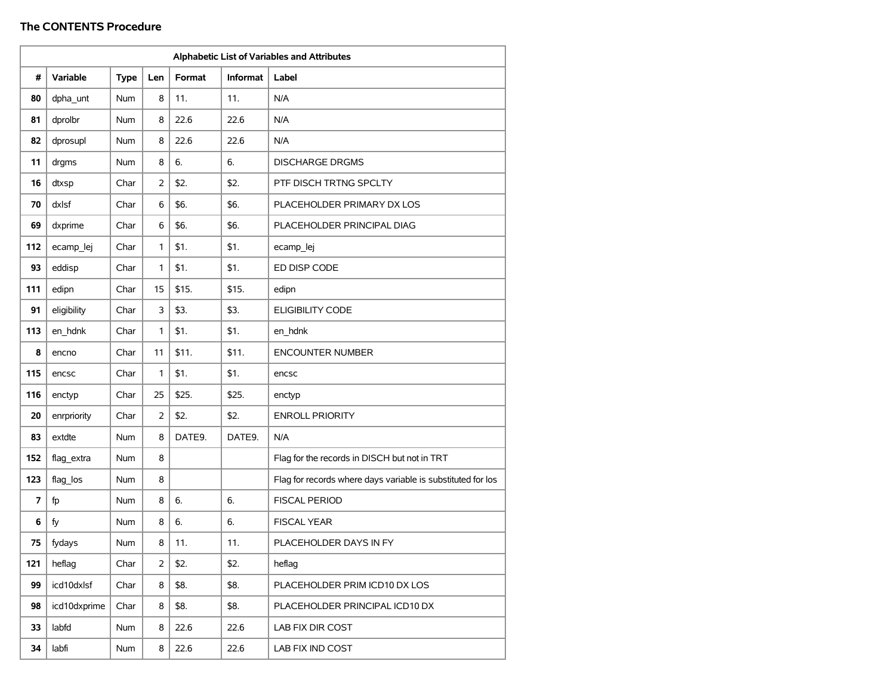## The CONTENTS Procedure

| Alphabetic List of Variables and Attributes | | | | | | |
|---|---|---|---|---|---|---|
| # | Variable | Type | Len | Format | Informat | Label |
| 80 | dpha_unt | Num | 8 | 11. | 11. | N/A |
| 81 | dprolbr | Num | 8 | 22.6 | 22.6 | N/A |
| 82 | dprosupl | Num | 8 | 22.6 | 22.6 | N/A |
| 11 | drgms | Num | 8 | 6. | 6. | DISCHARGE DRGMS |
| 16 | dtxsp | Char | 2 | $2. | $2. | PTF DISCH TRTNG SPCLTY |
| 70 | dxlsf | Char | 6 | $6. | $6. | PLACEHOLDER PRIMARY DX LOS |
| 69 | dxprime | Char | 6 | $6. | $6. | PLACEHOLDER PRINCIPAL DIAG |
| 112 | ecamp_lej | Char | 1 | $1. | $1. | ecamp_lej |
| 93 | eddisp | Char | 1 | $1. | $1. | ED DISP CODE |
| 111 | edipn | Char | 15 | $15. | $15. | edipn |
| 91 | eligibility | Char | 3 | $3. | $3. | ELIGIBILITY CODE |
| 113 | en_hdnk | Char | 1 | $1. | $1. | en_hdnk |
| 8 | encno | Char | 11 | $11. | $11. | ENCOUNTER NUMBER |
| 115 | encsc | Char | 1 | $1. | $1. | encsc |
| 116 | enctyp | Char | 25 | $25. | $25. | enctyp |
| 20 | enrpriority | Char | 2 | $2. | $2. | ENROLL PRIORITY |
| 83 | extdte | Num | 8 | DATE9. | DATE9. | N/A |
| 152 | flag_extra | Num | 8 | | | Flag for the records in DISCH but not in TRT |
| 123 | flag_los | Num | 8 | | | Flag for records where days variable is substituted for los |
| 7 | fp | Num | 8 | 6. | 6. | FISCAL PERIOD |
| 6 | fy | Num | 8 | 6. | 6. | FISCAL YEAR |
| 75 | fydays | Num | 8 | 11. | 11. | PLACEHOLDER DAYS IN FY |
| 121 | heflag | Char | 2 | $2. | $2. | heflag |
| 99 | icd10dxlsf | Char | 8 | $8. | $8. | PLACEHOLDER PRIM ICD10 DX LOS |
| 98 | icd10dxprime | Char | 8 | $8. | $8. | PLACEHOLDER PRINCIPAL ICD10 DX |
| 33 | labfd | Num | 8 | 22.6 | 22.6 | LAB FIX DIR COST |
| 34 | labfi | Num | 8 | 22.6 | 22.6 | LAB FIX IND COST |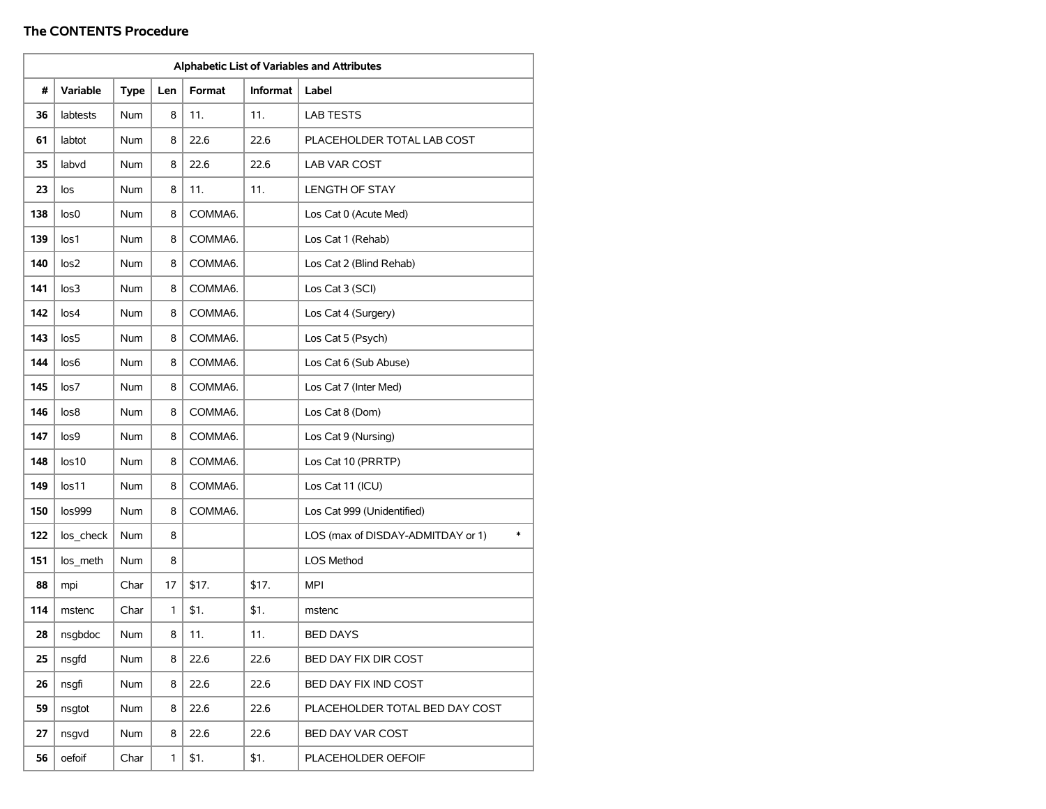## The CONTENTS Procedure

| Alphabetic List of Variables and Attributes | | | | | | |
|---|---|---|---|---|---|---|
| # | Variable | Type | Len | Format | Informat | Label |
| 36 | labtests | Num | 8 | 11. | 11. | LAB TESTS |
| 61 | labtot | Num | 8 | 22.6 | 22.6 | PLACEHOLDER TOTAL LAB COST |
| 35 | labvd | Num | 8 | 22.6 | 22.6 | LAB VAR COST |
| 23 | los | Num | 8 | 11. | 11. | LENGTH OF STAY |
| 138 | los0 | Num | 8 | COMMA6. | | Los Cat 0 (Acute Med) |
| 139 | los1 | Num | 8 | COMMA6. | | Los Cat 1 (Rehab) |
| 140 | los2 | Num | 8 | COMMA6. | | Los Cat 2 (Blind Rehab) |
| 141 | los3 | Num | 8 | COMMA6. | | Los Cat 3 (SCI) |
| 142 | los4 | Num | 8 | COMMA6. | | Los Cat 4 (Surgery) |
| 143 | los5 | Num | 8 | COMMA6. | | Los Cat 5 (Psych) |
| 144 | los6 | Num | 8 | COMMA6. | | Los Cat 6 (Sub Abuse) |
| 145 | los7 | Num | 8 | COMMA6. | | Los Cat 7 (Inter Med) |
| 146 | los8 | Num | 8 | COMMA6. | | Los Cat 8 (Dom) |
| 147 | los9 | Num | 8 | COMMA6. | | Los Cat 9 (Nursing) |
| 148 | los10 | Num | 8 | COMMA6. | | Los Cat 10 (PRRTP) |
| 149 | los11 | Num | 8 | COMMA6. | | Los Cat 11 (ICU) |
| 150 | los999 | Num | 8 | COMMA6. | | Los Cat 999 (Unidentified) |
| 122 | los_check | Num | 8 | | | LOS (max of DISDAY-ADMITDAY or 1) * |
| 151 | los_meth | Num | 8 | | | LOS Method |
| 88 | mpi | Char | 17 | $17. | $17. | MPI |
| 114 | mstenc | Char | 1 | $1. | $1. | mstenc |
| 28 | nsgbdoc | Num | 8 | 11. | 11. | BED DAYS |
| 25 | nsgfd | Num | 8 | 22.6 | 22.6 | BED DAY FIX DIR COST |
| 26 | nsgfi | Num | 8 | 22.6 | 22.6 | BED DAY FIX IND COST |
| 59 | nsgtot | Num | 8 | 22.6 | 22.6 | PLACEHOLDER TOTAL BED DAY COST |
| 27 | nsgvd | Num | 8 | 22.6 | 22.6 | BED DAY VAR COST |
| 56 | oefoif | Char | 1 | $1. | $1. | PLACEHOLDER OEFOIF |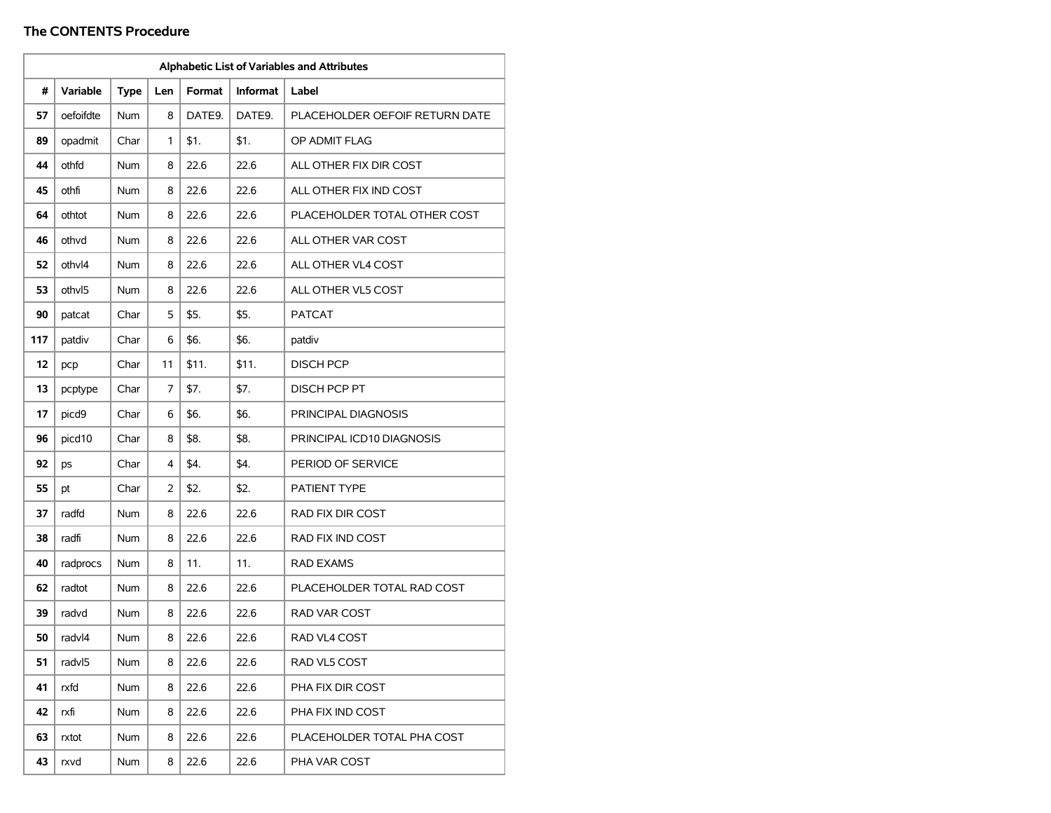## The CONTENTS Procedure

| Alphabetic List of Variables and Attributes | | | | | | |
|---|---|---|---|---|---|---|
| # | Variable | Type | Len | Format | Informat | Label |
| 57 | oefoifdte | Num | 8 | DATE9. | DATE9. | PLACEHOLDER OEFOIF RETURN DATE |
| 89 | opadmit | Char | 1 | $1. | $1. | OP ADMIT FLAG |
| 44 | othfd | Num | 8 | 22.6 | 22.6 | ALL OTHER FIX DIR COST |
| 45 | othfi | Num | 8 | 22.6 | 22.6 | ALL OTHER FIX IND COST |
| 64 | othtot | Num | 8 | 22.6 | 22.6 | PLACEHOLDER TOTAL OTHER COST |
| 46 | othvd | Num | 8 | 22.6 | 22.6 | ALL OTHER VAR COST |
| 52 | othvl4 | Num | 8 | 22.6 | 22.6 | ALL OTHER VL4 COST |
| 53 | othvl5 | Num | 8 | 22.6 | 22.6 | ALL OTHER VL5 COST |
| 90 | patcat | Char | 5 | $5. | $5. | PATCAT |
| 117 | patdiv | Char | 6 | $6. | $6. | patdiv |
| 12 | pcp | Char | 11 | $11. | $11. | DISCH PCP |
| 13 | pcptype | Char | 7 | $7. | $7. | DISCH PCP PT |
| 17 | picd9 | Char | 6 | $6. | $6. | PRINCIPAL DIAGNOSIS |
| 96 | picd10 | Char | 8 | $8. | $8. | PRINCIPAL ICD10 DIAGNOSIS |
| 92 | ps | Char | 4 | $4. | $4. | PERIOD OF SERVICE |
| 55 | pt | Char | 2 | $2. | $2. | PATIENT TYPE |
| 37 | radfd | Num | 8 | 22.6 | 22.6 | RAD FIX DIR COST |
| 38 | radfi | Num | 8 | 22.6 | 22.6 | RAD FIX IND COST |
| 40 | radprocs | Num | 8 | 11. | 11. | RAD EXAMS |
| 62 | radtot | Num | 8 | 22.6 | 22.6 | PLACEHOLDER TOTAL RAD COST |
| 39 | radvd | Num | 8 | 22.6 | 22.6 | RAD VAR COST |
| 50 | radvl4 | Num | 8 | 22.6 | 22.6 | RAD VL4 COST |
| 51 | radvl5 | Num | 8 | 22.6 | 22.6 | RAD VL5 COST |
| 41 | rxfd | Num | 8 | 22.6 | 22.6 | PHA FIX DIR COST |
| 42 | rxfi | Num | 8 | 22.6 | 22.6 | PHA FIX IND COST |
| 63 | rxtot | Num | 8 | 22.6 | 22.6 | PLACEHOLDER TOTAL PHA COST |
| 43 | rxvd | Num | 8 | 22.6 | 22.6 | PHA VAR COST |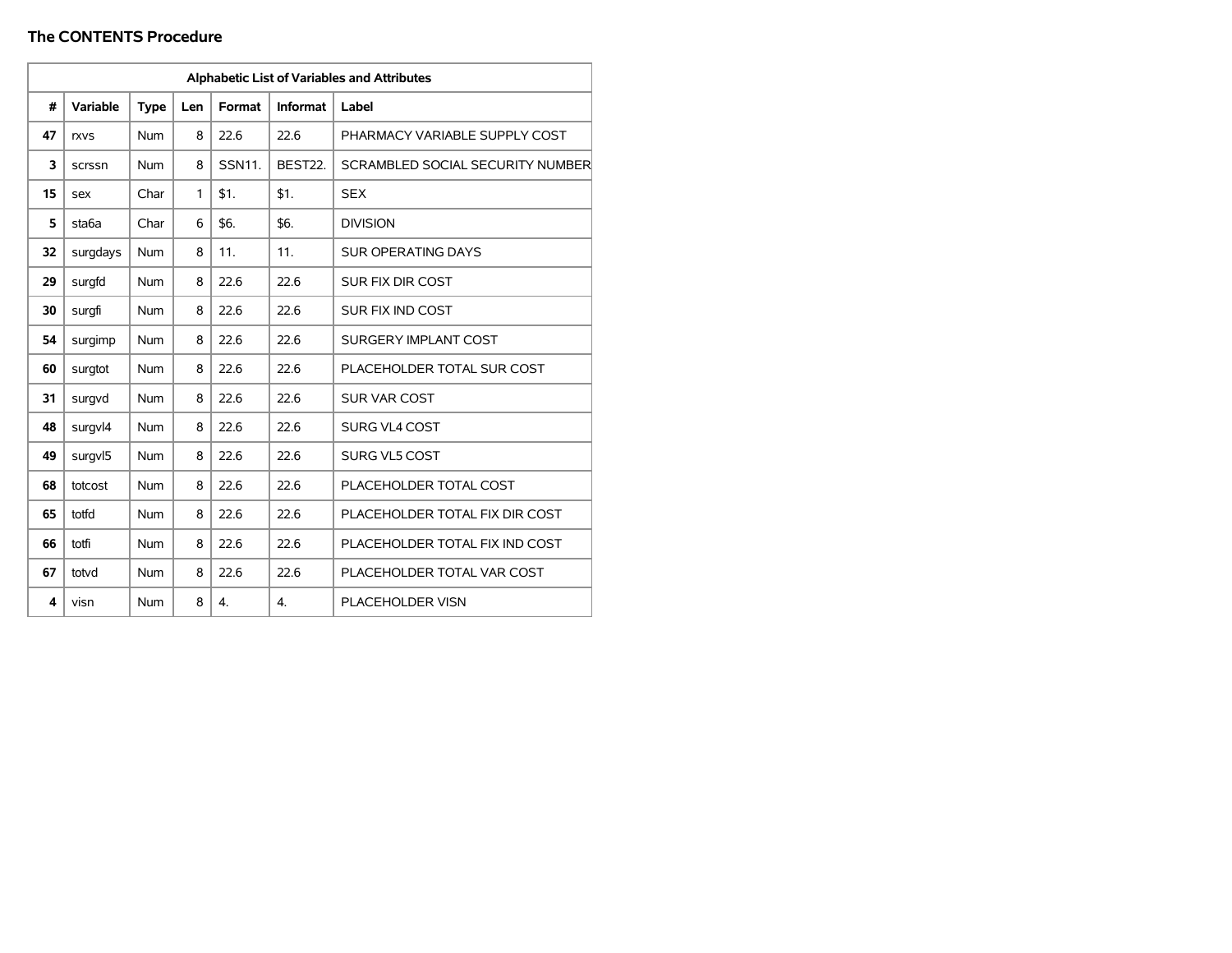## The CONTENTS Procedure

| Alphabetic List of Variables and Attributes | | | | | | |
|---|---|---|---|---|---|---|
| # | Variable | Type | Len | Format | Informat | Label |
| 47 | rxvs | Num | 8 | 22.6 | 22.6 | PHARMACY VARIABLE SUPPLY COST |
| 3 | scrssn | Num | 8 | SSN11. | BEST22. | SCRAMBLED SOCIAL SECURITY NUMBER |
| 15 | sex | Char | 1 | $1. | $1. | SEX |
| 5 | sta6a | Char | 6 | $6. | $6. | DIVISION |
| 32 | surgdays | Num | 8 | 11. | 11. | SUR OPERATING DAYS |
| 29 | surgfd | Num | 8 | 22.6 | 22.6 | SUR FIX DIR COST |
| 30 | surgfi | Num | 8 | 22.6 | 22.6 | SUR FIX IND COST |
| 54 | surgimp | Num | 8 | 22.6 | 22.6 | SURGERY IMPLANT COST |
| 60 | surgtot | Num | 8 | 22.6 | 22.6 | PLACEHOLDER TOTAL SUR COST |
| 31 | surgvd | Num | 8 | 22.6 | 22.6 | SUR VAR COST |
| 48 | surgvl4 | Num | 8 | 22.6 | 22.6 | SURG VL4 COST |
| 49 | surgvl5 | Num | 8 | 22.6 | 22.6 | SURG VL5 COST |
| 68 | totcost | Num | 8 | 22.6 | 22.6 | PLACEHOLDER TOTAL COST |
| 65 | totfd | Num | 8 | 22.6 | 22.6 | PLACEHOLDER TOTAL FIX DIR COST |
| 66 | totfi | Num | 8 | 22.6 | 22.6 | PLACEHOLDER TOTAL FIX IND COST |
| 67 | totvd | Num | 8 | 22.6 | 22.6 | PLACEHOLDER TOTAL VAR COST |
| 4 | visn | Num | 8 | 4. | 4. | PLACEHOLDER VISN |